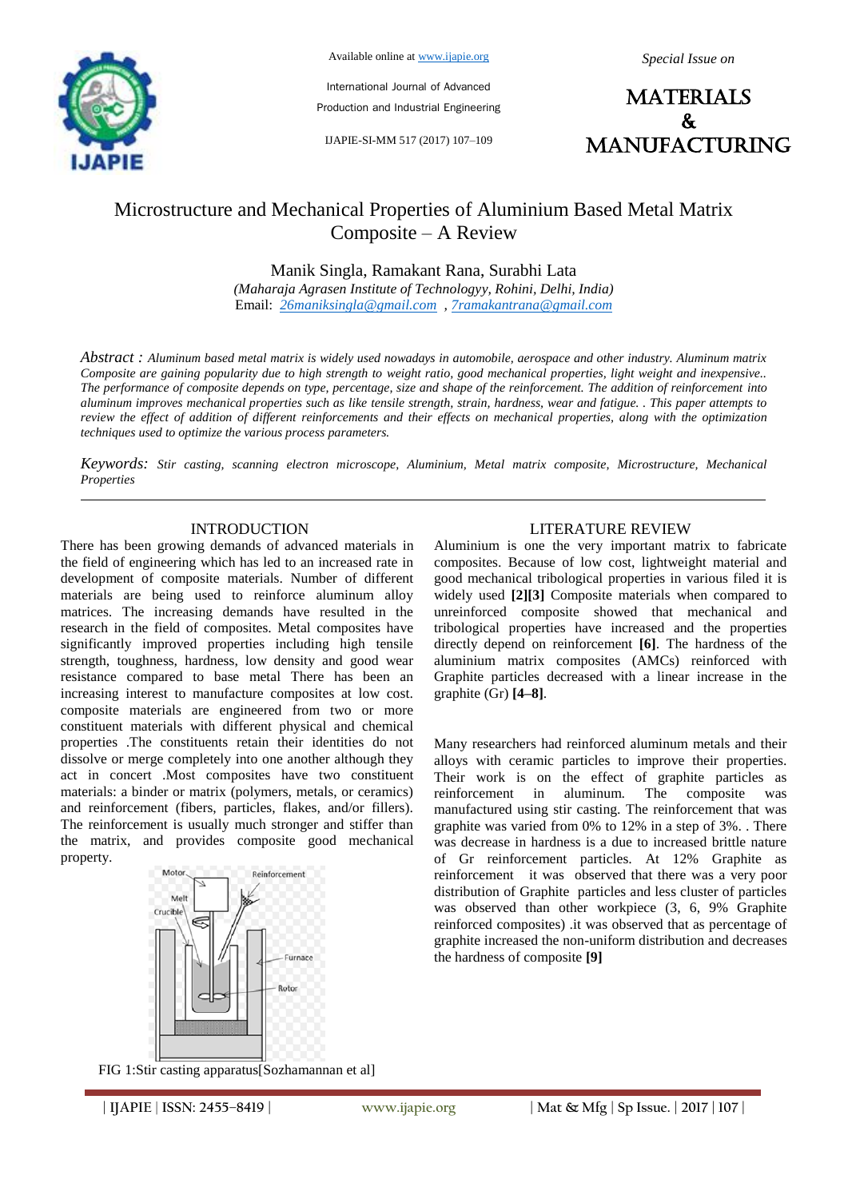# Microstructure and Mechanical Properties of Aluminium Based Metal Matrix Composite – A Review

Manik Singla, Ramakant Rana, Surabhi Lata

*(Maharaja Agrasen Institute of Technologyy, Rohini, Delhi, India)*

Email: *26maniksingla@gmail.com* , *7ramakantrana@gmail.com*

*Abstract : Aluminum based metal matrix is widely used nowadays in automobile, aerospace and other industry. Aluminum matrix Composite are gaining popularity due to high strength to weight ratio, good mechanical properties, light weight and inexpensive.. The performance of composite depends on type, percentage, size and shape of the reinforcement. The addition of reinforcement into aluminum improves mechanical properties such as like tensile strength, strain, hardness, wear and fatigue. . This paper attempts to review the effect of addition of different reinforcements and their effects on mechanical properties, along with the optimization techniques used to optimize the various process parameters.*

*Keywords: Stir casting, scanning electron microscope, Aluminium, Metal matrix composite, Microstructure, Mechanical Properties*

## INTRODUCTION

There has been growing demands of advanced materials in the field of engineering which has led to an increased rate in development of composite materials. Number of different materials are being used to reinforce aluminum alloy matrices. The increasing demands have resulted in the research in the field of composites. Metal composites have significantly improved properties including high tensile strength, toughness, hardness, low density and good wear resistance compared to base metal There has been an increasing interest to manufacture composites at low cost. composite materials are engineered from two or more constituent materials with different physical and chemical properties .The constituents retain their identities do not dissolve or merge completely into one another although they act in concert .Most composites have two constituent materials: a binder or matrix (polymers, metals, or ceramics) and reinforcement (fibers, particles, flakes, and/or fillers). The reinforcement is usually much stronger and stiffer than the matrix, and provides composite good mechanical property.

Motor
Reinforcement
Melt
Crucible
Furnace
Rotor

FIG 1:Stir casting apparatus[Sozhamannan et al]

## LITERATURE REVIEW

Aluminium is one the very important matrix to fabricate composites. Because of low cost, lightweight material and good mechanical tribological properties in various filed it is widely used **[2][3]** Composite materials when compared to unreinforced composite showed that mechanical and tribological properties have increased and the properties directly depend on reinforcement **[6]**. The hardness of the aluminium matrix composites (AMCs) reinforced with Graphite particles decreased with a linear increase in the graphite (Gr) **[4–8]**.

Many researchers had reinforced aluminum metals and their alloys with ceramic particles to improve their properties. Their work is on the effect of graphite particles as reinforcement in aluminum. The composite was manufactured using stir casting. The reinforcement that was graphite was varied from 0% to 12% in a step of 3%. . There was decrease in hardness is a due to increased brittle nature of Gr reinforcement particles. At 12% Graphite as reinforcement it was observed that there was a very poor distribution of Graphite particles and less cluster of particles was observed than other workpiece (3, 6, 9% Graphite reinforced composites) .it was observed that as percentage of graphite increased the non-uniform distribution and decreases the hardness of composite **[9]**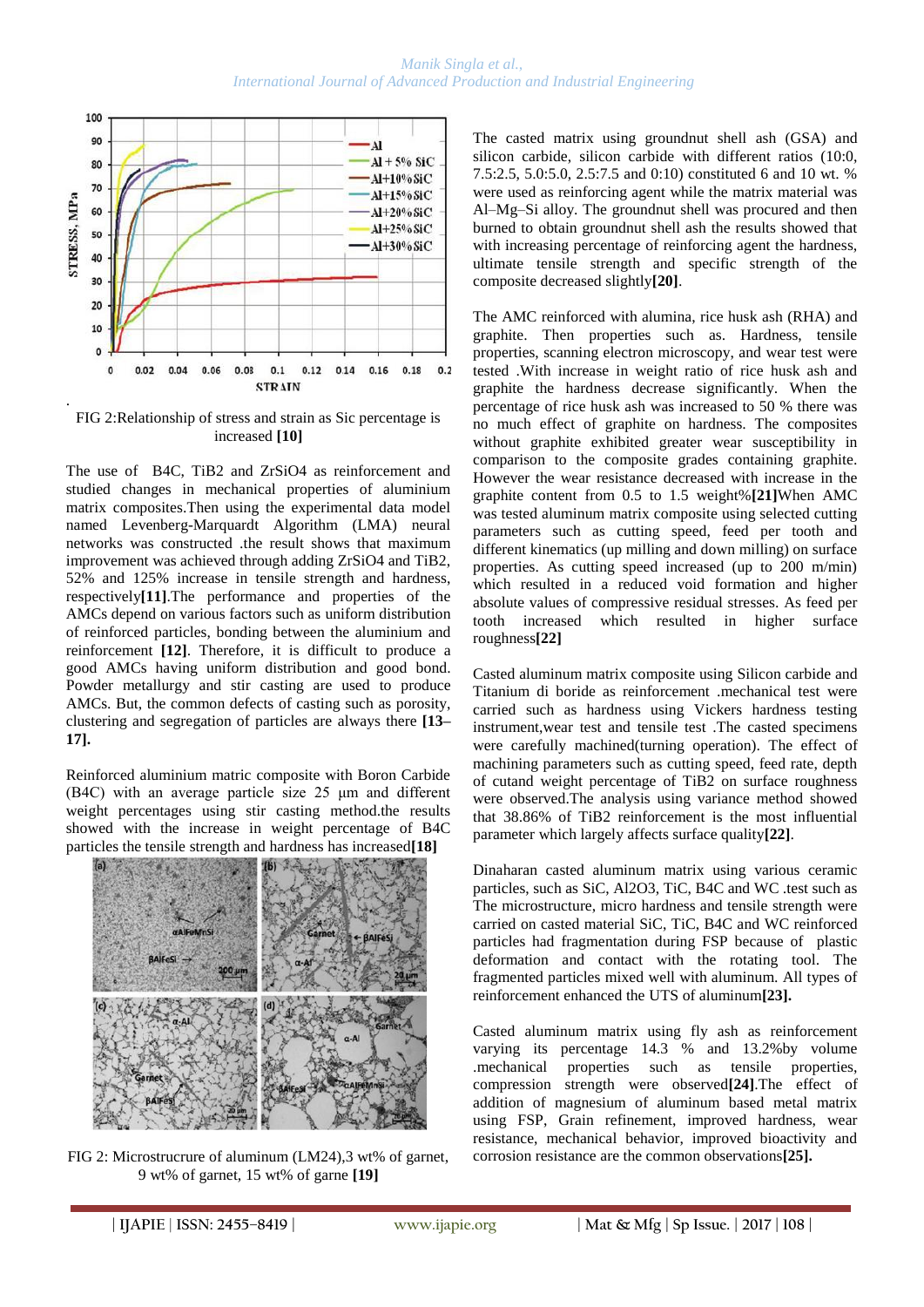100
90
80
70
60
50
40
30
20
10
0
STRESS, MPa
0 0.02 0.04 0.06 0.08 0.1 0.12 0.14 0.16 0.18 0.2
STRAIN
Al
Al + 5% SiC
Al+10%SiC
Al+15%SiC
Al+20%SiC
Al+25%SiC
Al+30%SiC

FIG 2:Relationship of stress and strain as Sic percentage is increased **[10]**

The use of B4C, TiB2 and ZrSiO4 as reinforcement and studied changes in mechanical properties of aluminium matrix composites.Then using the experimental data model named Levenberg-Marquardt Algorithm (LMA) neural networks was constructed .the result shows that maximum improvement was achieved through adding ZrSiO4 and TiB2, 52% and 125% increase in tensile strength and hardness, respectively**[11]**.The performance and properties of the AMCs depend on various factors such as uniform distribution of reinforced particles, bonding between the aluminium and reinforcement **[12]**. Therefore, it is difficult to produce a good AMCs having uniform distribution and good bond. Powder metallurgy and stir casting are used to produce AMCs. But, the common defects of casting such as porosity, clustering and segregation of particles are always there **[13–17].**

Reinforced aluminium matric composite with Boron Carbide (B4C) with an average particle size 25 µm and different weight percentages using stir casting method.the results showed with the increase in weight percentage of B4C particles the tensile strength and hardness has increased**[18]**

(a) αAlFeMnSi βAlFeSi 200 µm
(b) Garnet βAlFeSi α-Al 20 µm
(c) α-Al Garnet βAlFeSi 20 µm
(d) α-Al Garnet βAlFeSi αAlFeMnSi 20 µm

FIG 2: Microstrucrure of aluminum (LM24),3 wt% of garnet, 9 wt% of garnet, 15 wt% of garne **[19]**

The casted matrix using groundnut shell ash (GSA) and silicon carbide, silicon carbide with different ratios (10:0, 7.5:2.5, 5.0:5.0, 2.5:7.5 and 0:10) constituted 6 and 10 wt. % were used as reinforcing agent while the matrix material was Al–Mg–Si alloy. The groundnut shell was procured and then burned to obtain groundnut shell ash the results showed that with increasing percentage of reinforcing agent the hardness, ultimate tensile strength and specific strength of the composite decreased slightly**[20]**.

The AMC reinforced with alumina, rice husk ash (RHA) and graphite. Then properties such as. Hardness, tensile properties, scanning electron microscopy, and wear test were tested .With increase in weight ratio of rice husk ash and graphite the hardness decrease significantly. When the percentage of rice husk ash was increased to 50 % there was no much effect of graphite on hardness. The composites without graphite exhibited greater wear susceptibility in comparison to the composite grades containing graphite. However the wear resistance decreased with increase in the graphite content from 0.5 to 1.5 weight%**[21]**When AMC was tested aluminum matrix composite using selected cutting parameters such as cutting speed, feed per tooth and different kinematics (up milling and down milling) on surface properties. As cutting speed increased (up to 200 m/min) which resulted in a reduced void formation and higher absolute values of compressive residual stresses. As feed per tooth increased which resulted in higher surface roughness**[22]**

Casted aluminum matrix composite using Silicon carbide and Titanium di boride as reinforcement .mechanical test were carried such as hardness using Vickers hardness testing instrument,wear test and tensile test .The casted specimens were carefully machined(turning operation). The effect of machining parameters such as cutting speed, feed rate, depth of cutand weight percentage of TiB2 on surface roughness were observed.The analysis using variance method showed that 38.86% of TiB2 reinforcement is the most influential parameter which largely affects surface quality**[22]**.

Dinaharan casted aluminum matrix using various ceramic particles, such as SiC, Al2O3, TiC, B4C and WC .test such as The microstructure, micro hardness and tensile strength were carried on casted material SiC, TiC, B4C and WC reinforced particles had fragmentation during FSP because of plastic deformation and contact with the rotating tool. The fragmented particles mixed well with aluminum. All types of reinforcement enhanced the UTS of aluminum**[23].**

Casted aluminum matrix using fly ash as reinforcement varying its percentage 14.3 % and 13.2%by volume .mechanical properties such as tensile properties, compression strength were observed**[24]**.The effect of addition of magnesium of aluminum based metal matrix using FSP, Grain refinement, improved hardness, wear resistance, mechanical behavior, improved bioactivity and corrosion resistance are the common observations**[25].**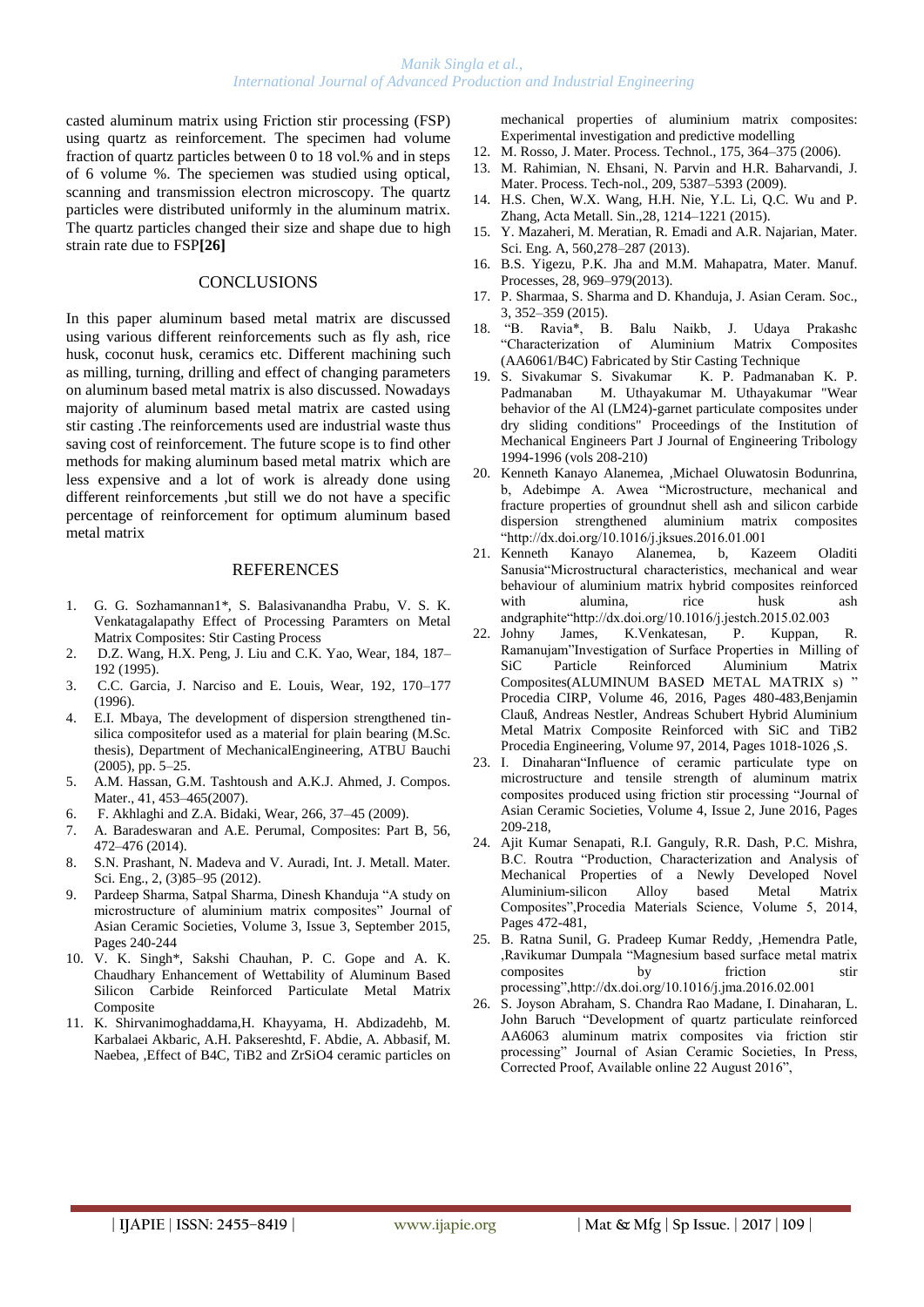casted aluminum matrix using Friction stir processing (FSP) using quartz as reinforcement. The specimen had volume fraction of quartz particles between 0 to 18 vol.% and in steps of 6 volume %. The speciemen was studied using optical, scanning and transmission electron microscopy. The quartz particles were distributed uniformly in the aluminum matrix. The quartz particles changed their size and shape due to high strain rate due to FSP**[26]**

## CONCLUSIONS

In this paper aluminum based metal matrix are discussed using various different reinforcements such as fly ash, rice husk, coconut husk, ceramics etc. Different machining such as milling, turning, drilling and effect of changing parameters on aluminum based metal matrix is also discussed. Nowadays majority of aluminum based metal matrix are casted using stir casting .The reinforcements used are industrial waste thus saving cost of reinforcement. The future scope is to find other methods for making aluminum based metal matrix which are less expensive and a lot of work is already done using different reinforcements ,but still we do not have a specific percentage of reinforcement for optimum aluminum based metal matrix

## REFERENCES

1. G. G. Sozhamannan1*, S. Balasivanandha Prabu, V. S. K. Venkatagalapathy Effect of Processing Paramters on Metal Matrix Composites: Stir Casting Process
2. D.Z. Wang, H.X. Peng, J. Liu and C.K. Yao, Wear, 184, 187–192 (1995).
3. C.C. Garcia, J. Narciso and E. Louis, Wear, 192, 170–177 (1996).
4. E.I. Mbaya, The development of dispersion strengthened tin-silica compositefor used as a material for plain bearing (M.Sc. thesis), Department of MechanicalEngineering, ATBU Bauchi (2005), pp. 5–25.
5. A.M. Hassan, G.M. Tashtoush and A.K.J. Ahmed, J. Compos. Mater., 41, 453–465(2007).
6. F. Akhlaghi and Z.A. Bidaki, Wear, 266, 37–45 (2009).
7. A. Baradeswaran and A.E. Perumal, Composites: Part B, 56, 472–476 (2014).
8. S.N. Prashant, N. Madeva and V. Auradi, Int. J. Metall. Mater. Sci. Eng., 2, (3)85–95 (2012).
9. Pardeep Sharma, Satpal Sharma, Dinesh Khanduja "A study on microstructure of aluminium matrix composites" Journal of Asian Ceramic Societies, Volume 3, Issue 3, September 2015, Pages 240-244
10. V. K. Singh*, Sakshi Chauhan, P. C. Gope and A. K. Chaudhary Enhancement of Wettability of Aluminum Based Silicon Carbide Reinforced Particulate Metal Matrix Composite
11. K. Shirvanimoghaddama,H. Khayyama, H. Abdizadehb, M. Karbalaei Akbaric, A.H. Paksereshtd, F. Abdie, A. Abbasif, M. Naebea, ,Effect of B4C, TiB2 and ZrSiO4 ceramic particles on mechanical properties of aluminium matrix composites: Experimental investigation and predictive modelling
12. M. Rosso, J. Mater. Process. Technol., 175, 364–375 (2006).
13. M. Rahimian, N. Ehsani, N. Parvin and H.R. Baharvandi, J. Mater. Process. Tech-nol., 209, 5387–5393 (2009).
14. H.S. Chen, W.X. Wang, H.H. Nie, Y.L. Li, Q.C. Wu and P. Zhang, Acta Metall. Sin.,28, 1214–1221 (2015).
15. Y. Mazaheri, M. Meratian, R. Emadi and A.R. Najarian, Mater. Sci. Eng. A, 560,278–287 (2013).
16. B.S. Yigezu, P.K. Jha and M.M. Mahapatra, Mater. Manuf. Processes, 28, 969–979(2013).
17. P. Sharmaa, S. Sharma and D. Khanduja, J. Asian Ceram. Soc., 3, 352–359 (2015).
18. "B. Ravia*, B. Balu Naikb, J. Udaya Prakashc "Characterization of Aluminium Matrix Composites (AA6061/B4C) Fabricated by Stir Casting Technique
19. S. Sivakumar S. Sivakumar K. P. Padmanaban K. P. Padmanaban M. Uthayakumar M. Uthayakumar "Wear behavior of the Al (LM24)-garnet particulate composites under dry sliding conditions" Proceedings of the Institution of Mechanical Engineers Part J Journal of Engineering Tribology 1994-1996 (vols 208-210)
20. Kenneth Kanayo Alanemea, ,Michael Oluwatosin Bodunrina, b, Adebimpe A. Awea "Microstructure, mechanical and fracture properties of groundnut shell ash and silicon carbide dispersion strengthened aluminium matrix composites "http://dx.doi.org/10.1016/j.jksues.2016.01.001
21. Kenneth Kanayo Alanemea, b, Kazeem Oladiti Sanusia"Microstructural characteristics, mechanical and wear behaviour of aluminium matrix hybrid composites reinforced with alumina, rice husk ash andgraphite"http://dx.doi.org/10.1016/j.jestch.2015.02.003
22. Johny James, K.Venkatesan, P. Kuppan, R. Ramanujam"Investigation of Surface Properties in Milling of SiC Particle Reinforced Aluminium Matrix Composites(ALUMINUM BASED METAL MATRIX s) " Procedia CIRP, Volume 46, 2016, Pages 480-483,Benjamin Clauß, Andreas Nestler, Andreas Schubert Hybrid Aluminium Metal Matrix Composite Reinforced with SiC and TiB2 Procedia Engineering, Volume 97, 2014, Pages 1018-1026 ,S.
23. I. Dinaharan"Influence of ceramic particulate type on microstructure and tensile strength of aluminum matrix composites produced using friction stir processing "Journal of Asian Ceramic Societies, Volume 4, Issue 2, June 2016, Pages 209-218,
24. Ajit Kumar Senapati, R.I. Ganguly, R.R. Dash, P.C. Mishra, B.C. Routra "Production, Characterization and Analysis of Mechanical Properties of a Newly Developed Novel Aluminium-silicon Alloy based Metal Matrix Composites",Procedia Materials Science, Volume 5, 2014, Pages 472-481,
25. B. Ratna Sunil, G. Pradeep Kumar Reddy, ,Hemendra Patle, ,Ravikumar Dumpala "Magnesium based surface metal matrix composites by friction stir processing",http://dx.doi.org/10.1016/j.jma.2016.02.001
26. S. Joyson Abraham, S. Chandra Rao Madane, I. Dinaharan, L. John Baruch "Development of quartz particulate reinforced AA6063 aluminum matrix composites via friction stir processing" Journal of Asian Ceramic Societies, In Press, Corrected Proof, Available online 22 August 2016",